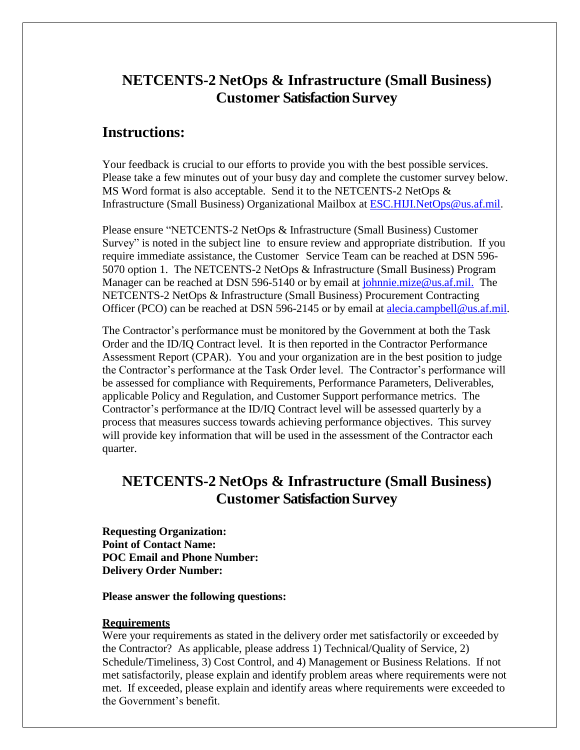# NETCENTS-2 NetOps & Infrastructure (Small Business) Customer Satisfaction Survey

## Instructions:

Your feedback is crucial to our efforts to provide you with the best possible services. Please take a few minutes out of your busy day and complete the customer survey below. MS Word format is also acceptable. Send it to the NETCENTS-2 NetOps & Infrastructure (Small Business) Organizational Mailbox at ESC.HIJI.NetOps@us.af.mil.

Please ensure "NETCENTS-2 NetOps & Infrastructure (Small Business) Customer Survey" is noted in the subject line to ensure review and appropriate distribution. If you require immediate assistance, the Customer Service Team can be reached at DSN 596-5070 option 1. The NETCENTS-2 NetOps & Infrastructure (Small Business) Program Manager can be reached at DSN 596-5140 or by email at johnnie.mize@us.af.mil. The NETCENTS-2 NetOps & Infrastructure (Small Business) Procurement Contracting Officer (PCO) can be reached at DSN 596-2145 or by email at alecia.campbell@us.af.mil.

The Contractor's performance must be monitored by the Government at both the Task Order and the ID/IQ Contract level. It is then reported in the Contractor Performance Assessment Report (CPAR). You and your organization are in the best position to judge the Contractor's performance at the Task Order level. The Contractor's performance will be assessed for compliance with Requirements, Performance Parameters, Deliverables, applicable Policy and Regulation, and Customer Support performance metrics. The Contractor's performance at the ID/IQ Contract level will be assessed quarterly by a process that measures success towards achieving performance objectives. This survey will provide key information that will be used in the assessment of the Contractor each quarter.

# NETCENTS-2 NetOps & Infrastructure (Small Business) Customer Satisfaction Survey

**Requesting Organization:**
**Point of Contact Name:**
**POC Email and Phone Number:**
**Delivery Order Number:**

**Please answer the following questions:**

**<u>Requirements</u>**
Were your requirements as stated in the delivery order met satisfactorily or exceeded by the Contractor? As applicable, please address 1) Technical/Quality of Service, 2) Schedule/Timeliness, 3) Cost Control, and 4) Management or Business Relations. If not met satisfactorily, please explain and identify problem areas where requirements were not met. If exceeded, please explain and identify areas where requirements were exceeded to the Government's benefit.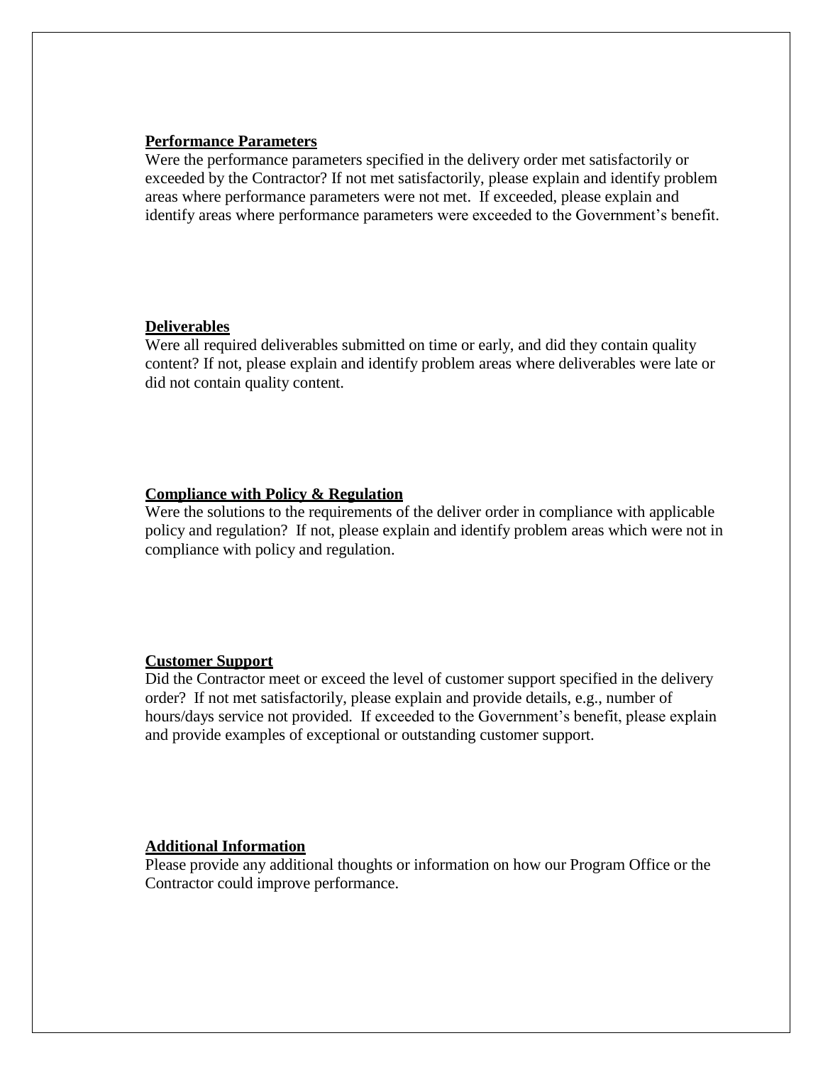**Performance Parameters**

Were the performance parameters specified in the delivery order met satisfactorily or exceeded by the Contractor? If not met satisfactorily, please explain and identify problem areas where performance parameters were not met. If exceeded, please explain and identify areas where performance parameters were exceeded to the Government's benefit.

**Deliverables**

Were all required deliverables submitted on time or early, and did they contain quality content? If not, please explain and identify problem areas where deliverables were late or did not contain quality content.

**Compliance with Policy & Regulation**

Were the solutions to the requirements of the deliver order in compliance with applicable policy and regulation? If not, please explain and identify problem areas which were not in compliance with policy and regulation.

**Customer Support**

Did the Contractor meet or exceed the level of customer support specified in the delivery order? If not met satisfactorily, please explain and provide details, e.g., number of hours/days service not provided. If exceeded to the Government's benefit, please explain and provide examples of exceptional or outstanding customer support.

**Additional Information**

Please provide any additional thoughts or information on how our Program Office or the Contractor could improve performance.